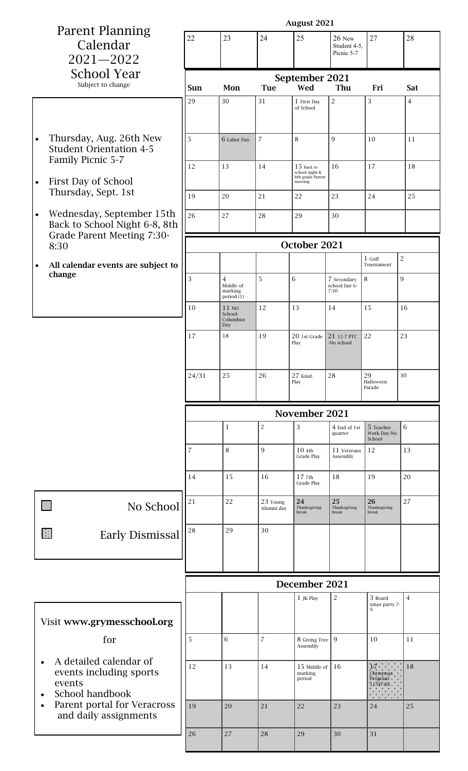# Parent Planning Calendar 2021—2022 School Year

Subject to change

- Thursday, Aug. 26th New Student Orientation 4-5 Family Picnic 5-7
- First Day of School Thursday, Sept. 1st
- Wednesday, September 15th Back to School Night 6-8, 8th Grade Parent Meeting 7:30-8:30
- **All calendar events are subject to change**

Legend:
- (shaded) No School
- (dotted) Early Dismissal

Visit **www.grymesschool.org** for

- A detailed calendar of events including sports events
- School handbook
- Parent portal for Veracross and daily assignments

## August 2021

| Sun | Mon | Tue | Wed | Thu | Fri | Sat |
|---|---|---|---|---|---|---|
| 22 | 23 | 24 | 25 | 26 New Student 4-5, Picnic 5-7 | 27 | 28 |

## September 2021

| Sun | Mon | Tue | Wed | Thu | Fri | Sat |
|---|---|---|---|---|---|---|
| 29 | 30 | 31 | 1 First Day of School | 2 | 3 | 4 |
| 5 | 6 Labor Day | 7 | 8 | 9 | 10 | 11 |
| 12 | 13 | 14 | 15 Back to school night & 8th grade Parent meeting | 16 | 17 | 18 |
| 19 | 20 | 21 | 22 | 23 | 24 | 25 |
| 26 | 27 | 28 | 29 | 30 | | |

## October 2021

| Sun | Mon | Tue | Wed | Thu | Fri | Sat |
|---|---|---|---|---|---|---|
| | | | | | 1 Golf Tournament | 2 |
| 3 | 4 Middle of marking period (1) | 5 | 6 | 7 Secondary school fair 6-7:30 | 8 | 9 |
| 10 | 11 NO School-Columbus Day | 12 | 13 | 14 | 15 | 16 |
| 17 | 18 | 19 | 20 1st Grade Play | 21 12-7 PTC -No school | 22 | 23 |
| 24/31 | 25 | 26 | 27 Kind. Play | 28 | 29 Halloween Parade | 30 |

## November 2021

| Sun | Mon | Tue | Wed | Thu | Fri | Sat |
|---|---|---|---|---|---|---|
| | 1 | 2 | 3 | 4 End of 1st quarter | 5 Teacher Work Day-No School | 6 |
| 7 | 8 | 9 | 10 4th Grade Play | 11 Veterans Assembly | 12 | 13 |
| 14 | 15 | 16 | 17 7th Grade Play | 18 | 19 | 20 |
| 21 | 22 | 23 Young Alumni day | 24 Thanksgiving break | 25 Thanksgiving break | 26 Thanksgiving break | 27 |
| 28 | 29 | 30 | | | | |

## December 2021

| Sun | Mon | Tue | Wed | Thu | Fri | Sat |
|---|---|---|---|---|---|---|
| | | | 1 JK Play | 2 | 3 Board xmas party 7-9 | 4 |
| 5 | 6 | 7 | 8 Giving Tree Assembly | 9 | 10 | 11 |
| 12 | 13 | 14 | 15 Middle of marking period | 16 | 17 Christmas Program 11:00 dis. | 18 |
| 19 | 20 | 21 | 22 | 23 | 24 | 25 |
| 26 | 27 | 28 | 29 | 30 | 31 | |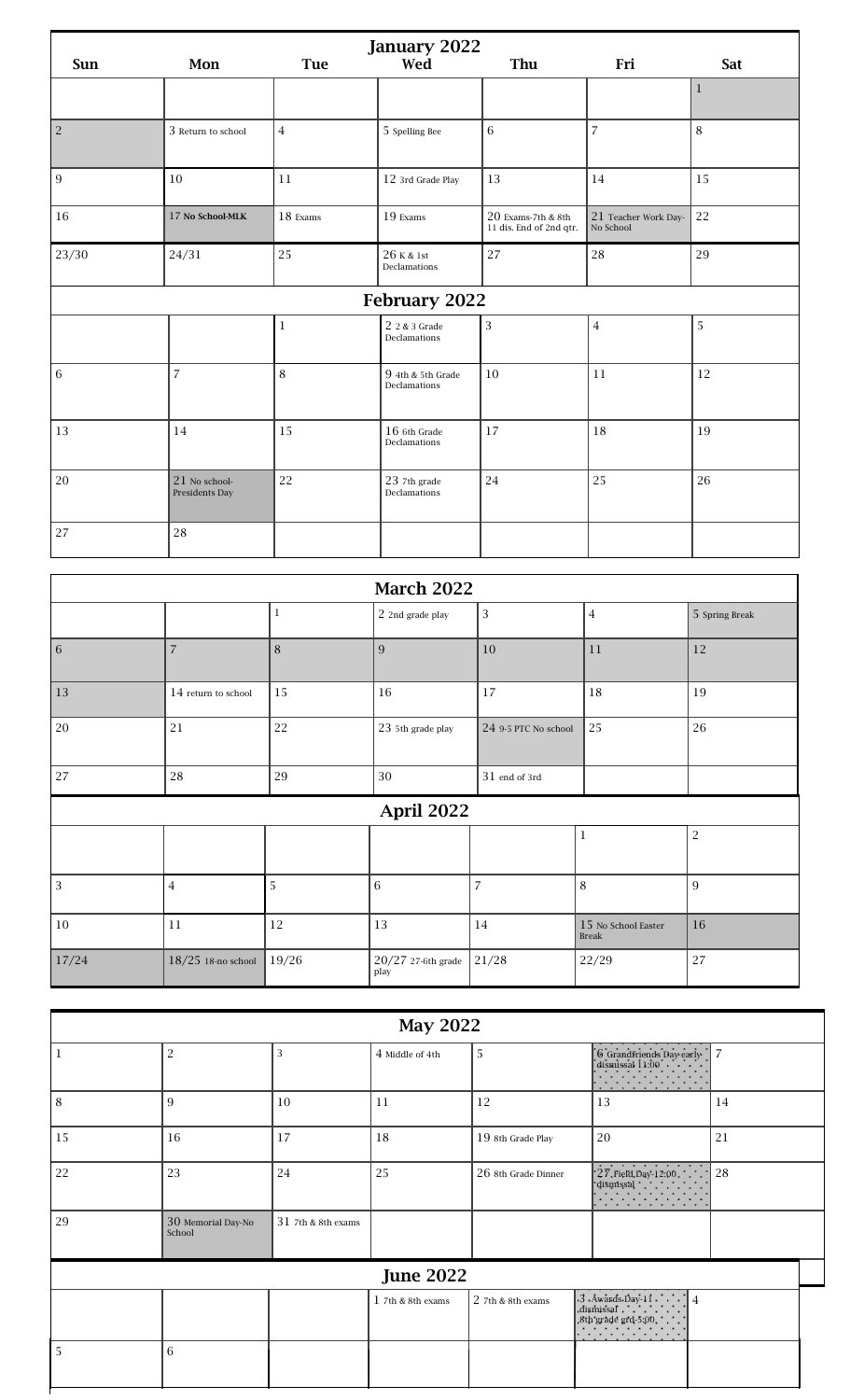## January 2022

| Sun | Mon | Tue | Wed | Thu | Fri | Sat |
|---|---|---|---|---|---|---|
| | | | | | | 1 |
| 2 | 3 Return to school | 4 | 5 Spelling Bee | 6 | 7 | 8 |
| 9 | 10 | 11 | 12 3rd Grade Play | 13 | 14 | 15 |
| 16 | 17 No School-MLK | 18 Exams | 19 Exams | 20 Exams-7th & 8th 11 dis. End of 2nd qtr. | 21 Teacher Work Day- No School | 22 |
| 23/30 | 24/31 | 25 | 26 K & 1st Declamations | 27 | 28 | 29 |

## February 2022

| | | | | | | |
|---|---|---|---|---|---|---|
| | | 1 | 2 2 & 3 Grade Declamations | 3 | 4 | 5 |
| 6 | 7 | 8 | 9 4th & 5th Grade Declamations | 10 | 11 | 12 |
| 13 | 14 | 15 | 16 6th Grade Declamations | 17 | 18 | 19 |
| 20 | 21 No school- Presidents Day | 22 | 23 7th grade Declamations | 24 | 25 | 26 |
| 27 | 28 | | | | | |

## March 2022

| | | | | | | |
|---|---|---|---|---|---|---|
| | | 1 | 2 2nd grade play | 3 | 4 | 5 Spring Break |
| 6 | 7 | 8 | 9 | 10 | 11 | 12 |
| 13 | 14 return to school | 15 | 16 | 17 | 18 | 19 |
| 20 | 21 | 22 | 23 5th grade play | 24 9-5 PTC No school | 25 | 26 |
| 27 | 28 | 29 | 30 | 31 end of 3rd | | |

## April 2022

| | | | | | | |
|---|---|---|---|---|---|---|
| | | | | | 1 | 2 |
| 3 | 4 | 5 | 6 | 7 | 8 | 9 |
| 10 | 11 | 12 | 13 | 14 | 15 No School Easter Break | 16 |
| 17/24 | 18/25 18-no school | 19/26 | 20/27 27-6th grade play | 21/28 | 22/29 | 27 |

## May 2022

| | | | | | | |
|---|---|---|---|---|---|---|
| 1 | 2 | 3 | 4 Middle of 4th | 5 | 6 Grandfriends Day early dismissal 11:00 | 7 |
| 8 | 9 | 10 | 11 | 12 | 13 | 14 |
| 15 | 16 | 17 | 18 | 19 8th Grade Play | 20 | 21 |
| 22 | 23 | 24 | 25 | 26 8th Grade Dinner | 27 Field Day-12:00 dismissal | 28 |
| 29 | 30 Memorial Day-No School | 31 7th & 8th exams | | | | |

## June 2022

| | | | | | | |
|---|---|---|---|---|---|---|
| | | | 1 7th & 8th exams | 2 7th & 8th exams | 3 Awards Day-11 dismissal 8th grade grd-5:00 | 4 |
| 5 | 6 | | | | | |